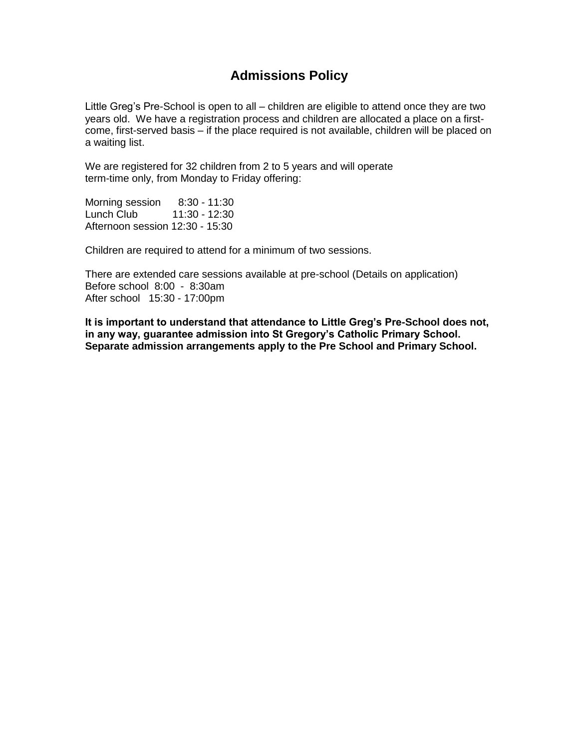# Admissions Policy

Little Greg's Pre-School is open to all – children are eligible to attend once they are two years old. We have a registration process and children are allocated a place on a first-come, first-served basis – if the place required is not available, children will be placed on a waiting list.

We are registered for 32 children from 2 to 5 years and will operate term-time only, from Monday to Friday offering:

Morning session 8:30 - 11:30
Lunch Club 11:30 - 12:30
Afternoon session 12:30 - 15:30

Children are required to attend for a minimum of two sessions.

There are extended care sessions available at pre-school (Details on application)
Before school 8:00 - 8:30am
After school 15:30 - 17:00pm

**It is important to understand that attendance to Little Greg's Pre-School does not, in any way, guarantee admission into St Gregory's Catholic Primary School. Separate admission arrangements apply to the Pre School and Primary School.**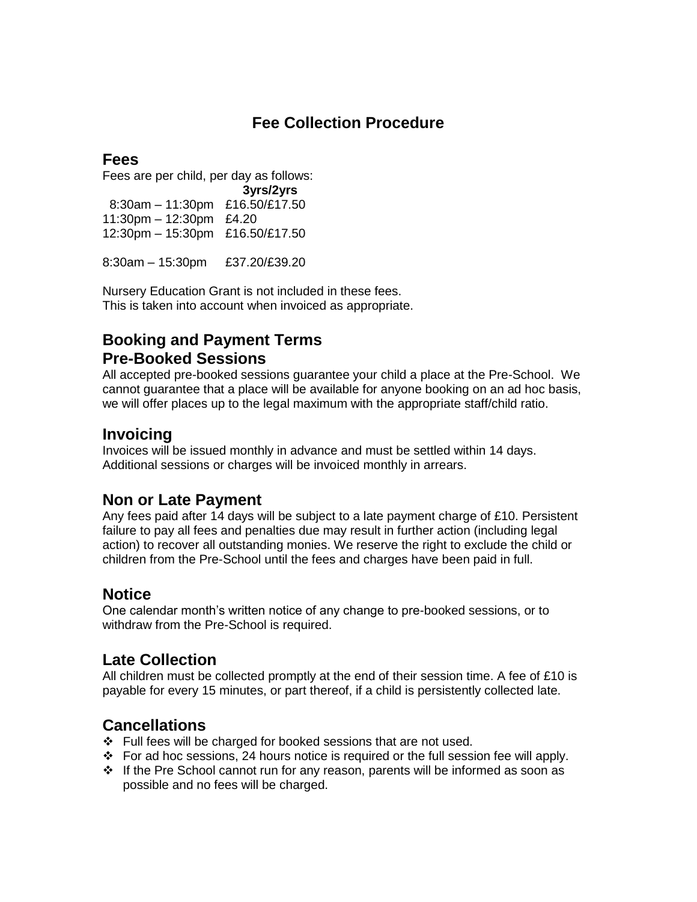# Fee Collection Procedure

## Fees

Fees are per child, per day as follows:

| | 3yrs/2yrs |
|---|---|
| 8:30am – 11:30pm | £16.50/£17.50 |
| 11:30pm – 12:30pm | £4.20 |
| 12:30pm – 15:30pm | £16.50/£17.50 |
| | |
| 8:30am – 15:30pm | £37.20/£39.20 |

Nursery Education Grant is not included in these fees.
This is taken into account when invoiced as appropriate.

## Booking and Payment Terms

## Pre-Booked Sessions

All accepted pre-booked sessions guarantee your child a place at the Pre-School. We cannot guarantee that a place will be available for anyone booking on an ad hoc basis, we will offer places up to the legal maximum with the appropriate staff/child ratio.

## Invoicing

Invoices will be issued monthly in advance and must be settled within 14 days. Additional sessions or charges will be invoiced monthly in arrears.

## Non or Late Payment

Any fees paid after 14 days will be subject to a late payment charge of £10. Persistent failure to pay all fees and penalties due may result in further action (including legal action) to recover all outstanding monies. We reserve the right to exclude the child or children from the Pre-School until the fees and charges have been paid in full.

## Notice

One calendar month's written notice of any change to pre-booked sessions, or to withdraw from the Pre-School is required.

## Late Collection

All children must be collected promptly at the end of their session time. A fee of £10 is payable for every 15 minutes, or part thereof, if a child is persistently collected late.

## Cancellations

- Full fees will be charged for booked sessions that are not used.
- For ad hoc sessions, 24 hours notice is required or the full session fee will apply.
- If the Pre School cannot run for any reason, parents will be informed as soon as possible and no fees will be charged.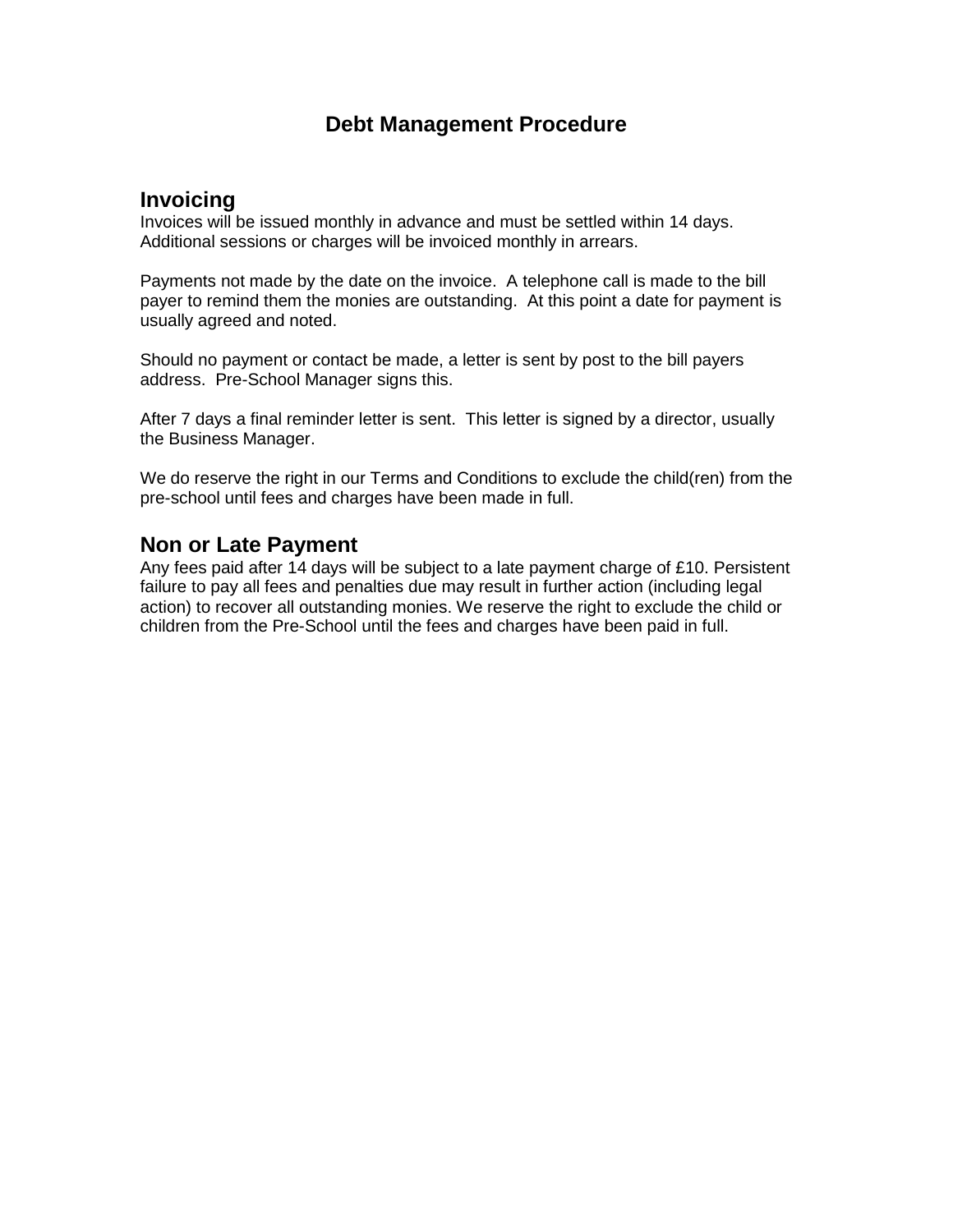# Debt Management Procedure

## Invoicing

Invoices will be issued monthly in advance and must be settled within 14 days. Additional sessions or charges will be invoiced monthly in arrears.

Payments not made by the date on the invoice. A telephone call is made to the bill payer to remind them the monies are outstanding. At this point a date for payment is usually agreed and noted.

Should no payment or contact be made, a letter is sent by post to the bill payers address. Pre-School Manager signs this.

After 7 days a final reminder letter is sent. This letter is signed by a director, usually the Business Manager.

We do reserve the right in our Terms and Conditions to exclude the child(ren) from the pre-school until fees and charges have been made in full.

## Non or Late Payment

Any fees paid after 14 days will be subject to a late payment charge of £10. Persistent failure to pay all fees and penalties due may result in further action (including legal action) to recover all outstanding monies. We reserve the right to exclude the child or children from the Pre-School until the fees and charges have been paid in full.